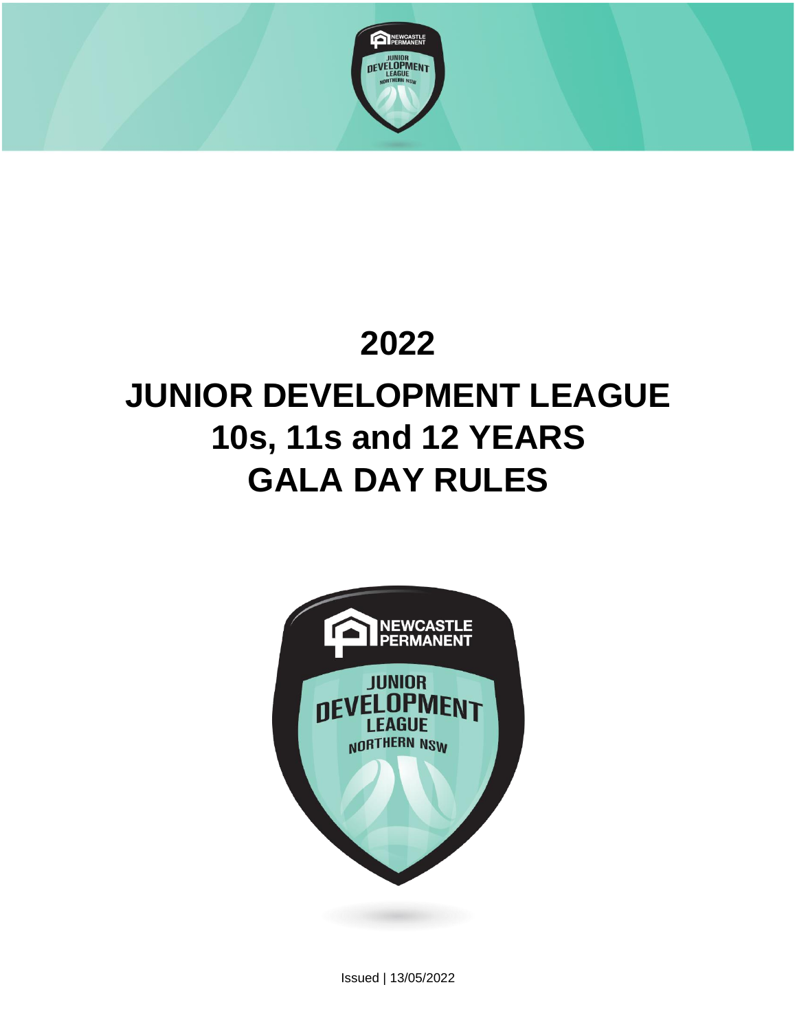# 2022

# JUNIOR DEVELOPMENT LEAGUE 10s, 11s and 12 YEARS GALA DAY RULES

Issued | 13/05/2022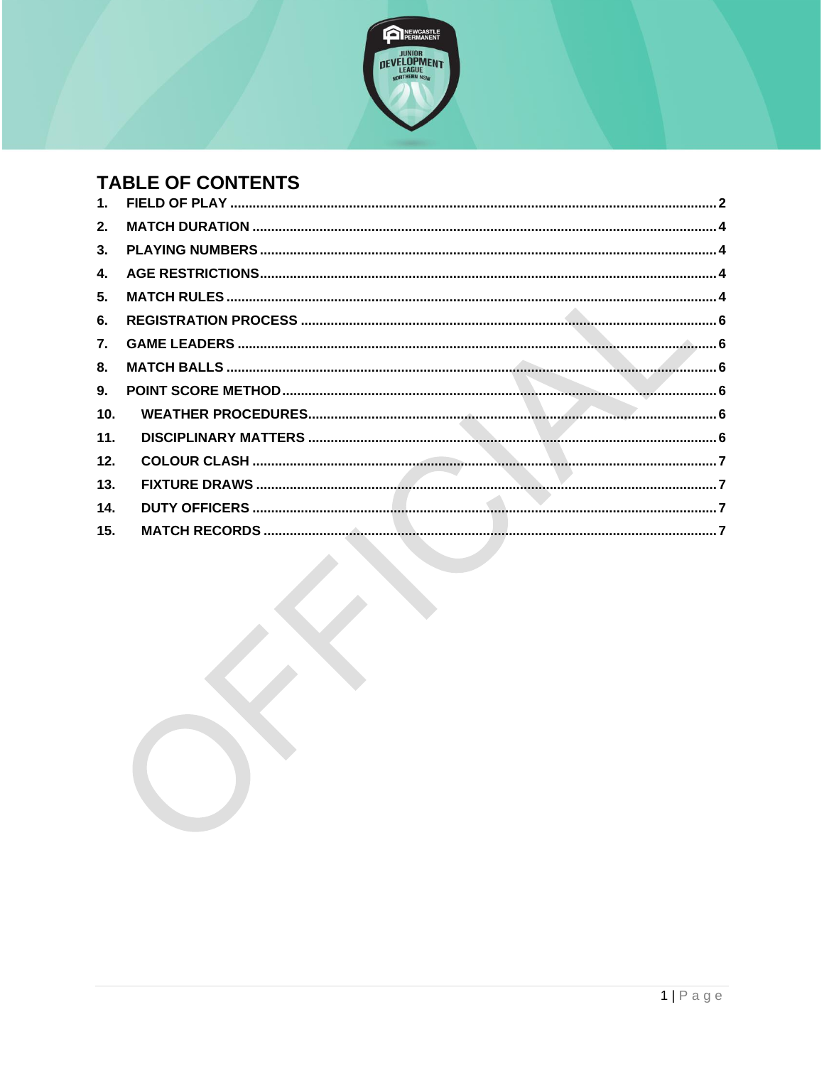# TABLE OF CONTENTS

1. FIELD OF PLAY .......... 2
2. MATCH DURATION .......... 4
3. PLAYING NUMBERS .......... 4
4. AGE RESTRICTIONS .......... 4
5. MATCH RULES .......... 4
6. REGISTRATION PROCESS .......... 6
7. GAME LEADERS .......... 6
8. MATCH BALLS .......... 6
9. POINT SCORE METHOD .......... 6
10. WEATHER PROCEDURES .......... 6
11. DISCIPLINARY MATTERS .......... 6
12. COLOUR CLASH .......... 7
13. FIXTURE DRAWS .......... 7
14. DUTY OFFICERS .......... 7
15. MATCH RECORDS .......... 7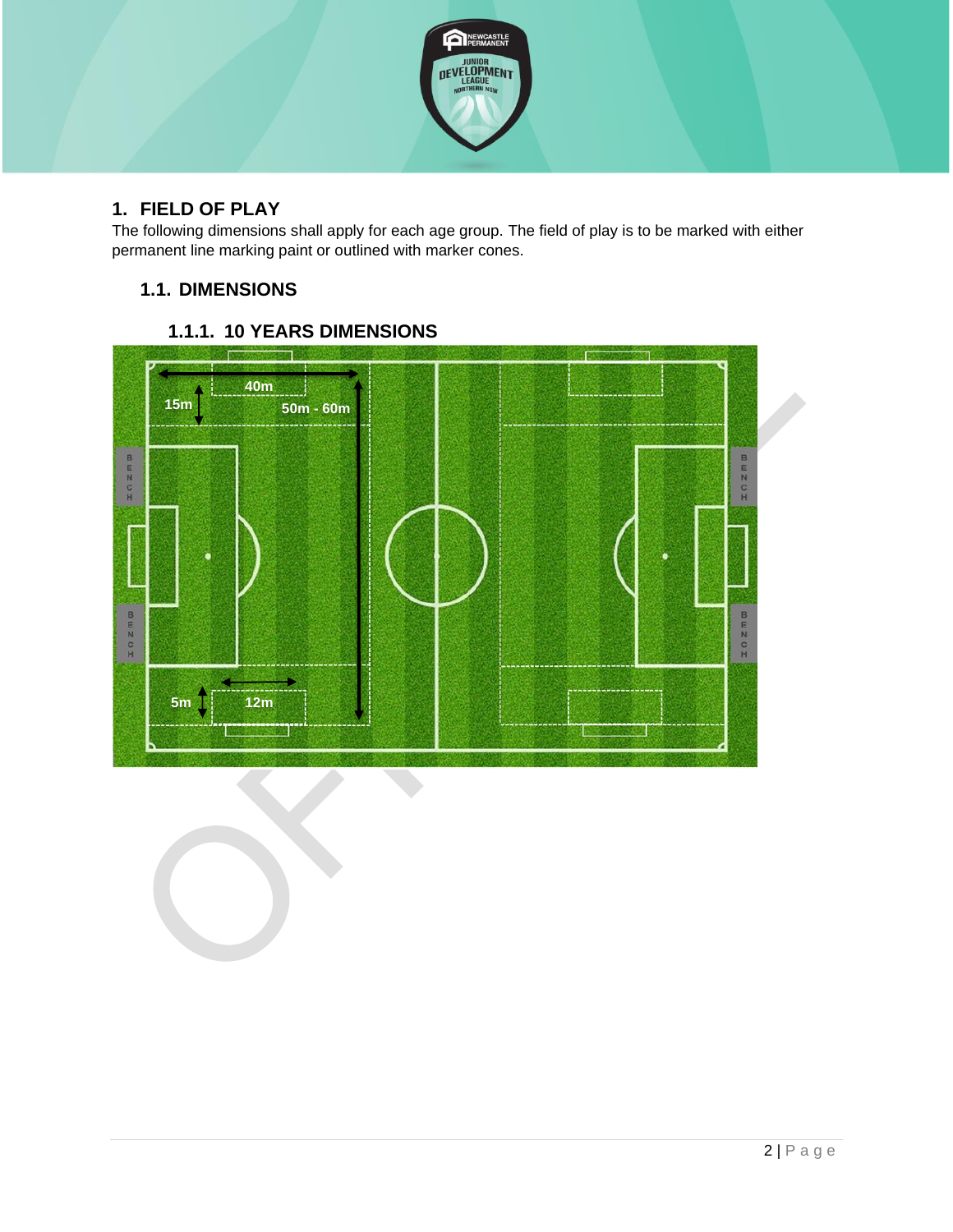# 1. FIELD OF PLAY

The following dimensions shall apply for each age group. The field of play is to be marked with either permanent line marking paint or outlined with marker cones.

## 1.1. DIMENSIONS

### 1.1.1. 10 YEARS DIMENSIONS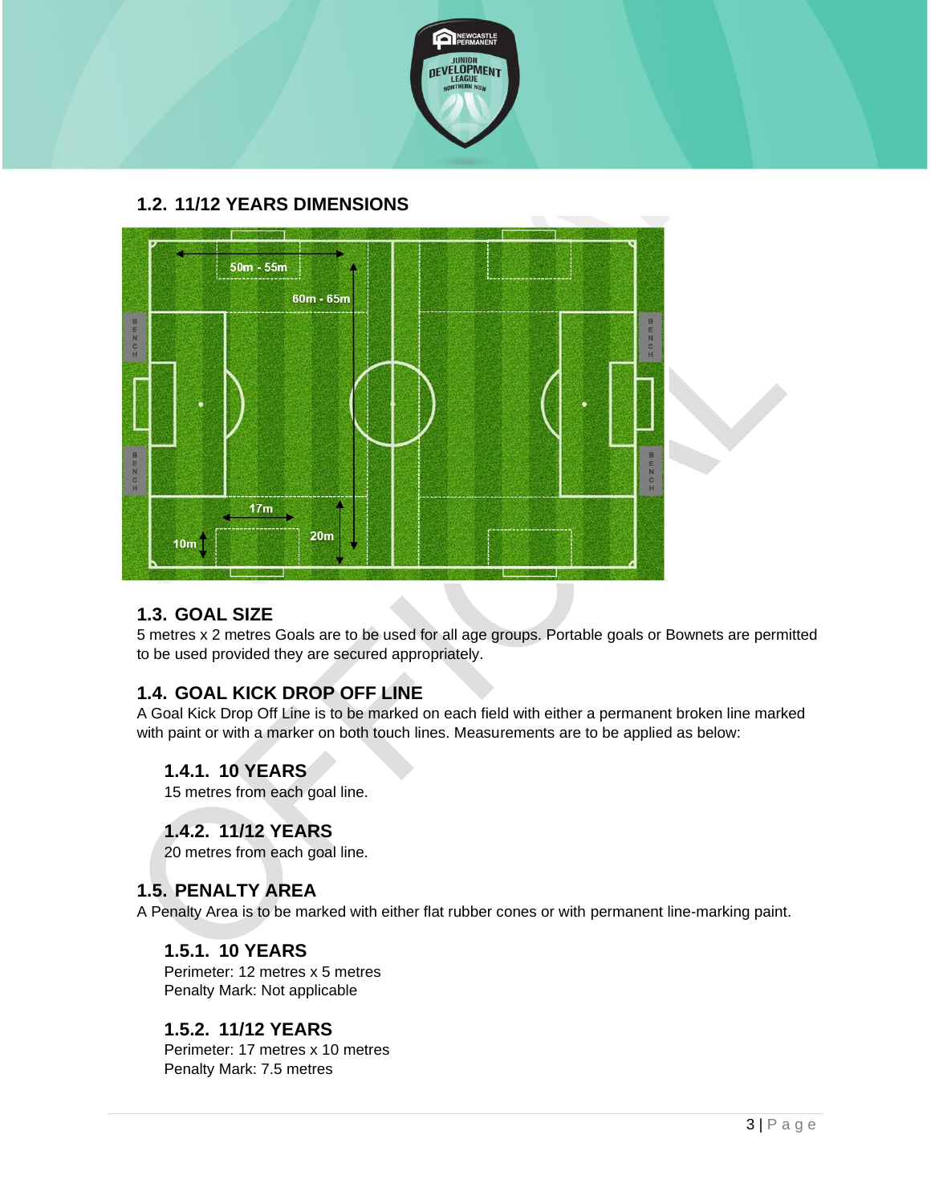## 1.2. 11/12 YEARS DIMENSIONS

50m - 55m

60m - 65m

17m

10m

20m

## 1.3. GOAL SIZE

5 metres x 2 metres Goals are to be used for all age groups. Portable goals or Bownets are permitted to be used provided they are secured appropriately.

## 1.4. GOAL KICK DROP OFF LINE

A Goal Kick Drop Off Line is to be marked on each field with either a permanent broken line marked with paint or with a marker on both touch lines. Measurements are to be applied as below:

### 1.4.1. 10 YEARS

15 metres from each goal line.

### 1.4.2. 11/12 YEARS

20 metres from each goal line.

## 1.5. PENALTY AREA

A Penalty Area is to be marked with either flat rubber cones or with permanent line-marking paint.

### 1.5.1. 10 YEARS

Perimeter: 12 metres x 5 metres
Penalty Mark: Not applicable

### 1.5.2. 11/12 YEARS

Perimeter: 17 metres x 10 metres
Penalty Mark: 7.5 metres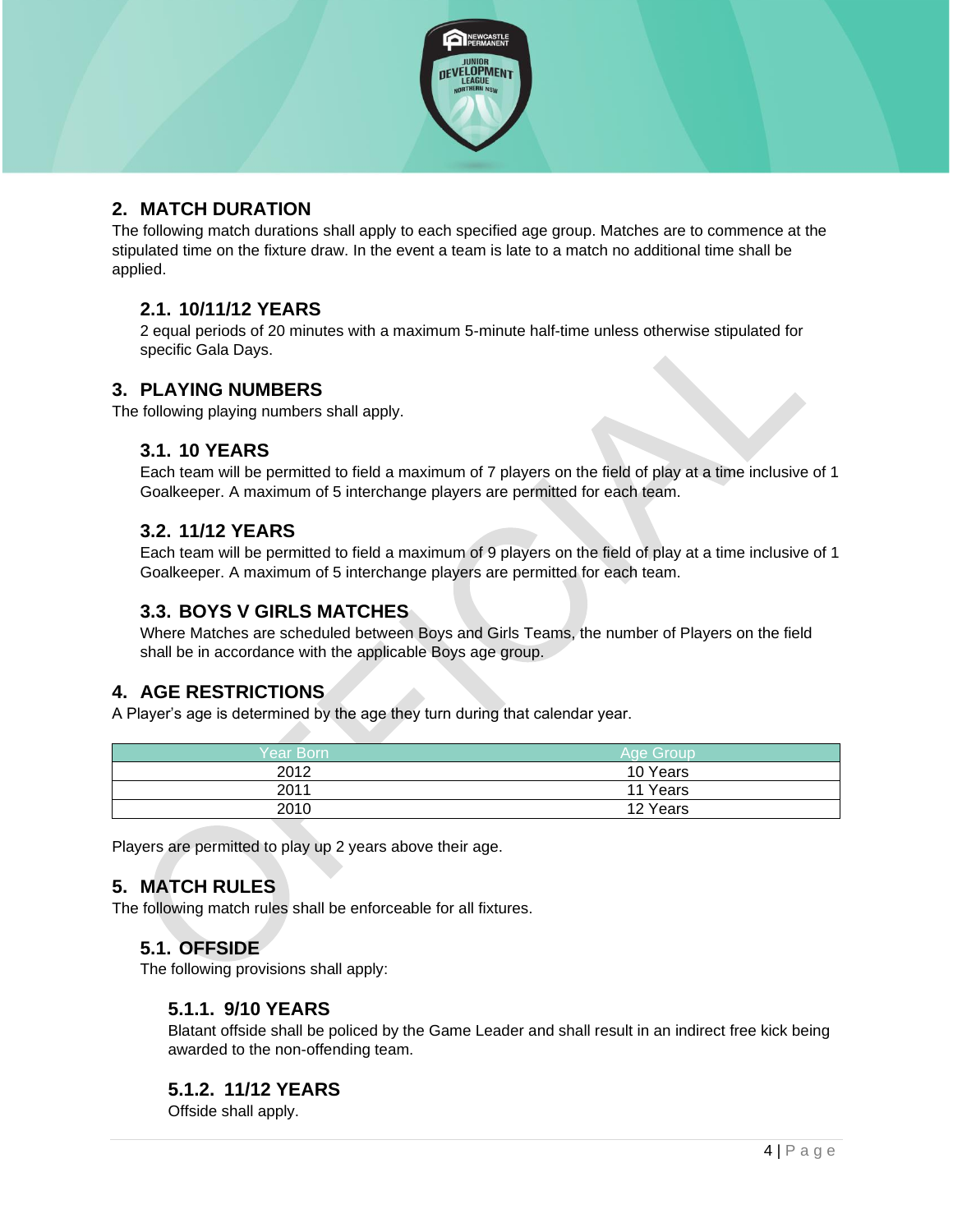## 2. MATCH DURATION

The following match durations shall apply to each specified age group. Matches are to commence at the stipulated time on the fixture draw. In the event a team is late to a match no additional time shall be applied.

### 2.1. 10/11/12 YEARS

2 equal periods of 20 minutes with a maximum 5-minute half-time unless otherwise stipulated for specific Gala Days.

## 3. PLAYING NUMBERS

The following playing numbers shall apply.

### 3.1. 10 YEARS

Each team will be permitted to field a maximum of 7 players on the field of play at a time inclusive of 1 Goalkeeper. A maximum of 5 interchange players are permitted for each team.

### 3.2. 11/12 YEARS

Each team will be permitted to field a maximum of 9 players on the field of play at a time inclusive of 1 Goalkeeper. A maximum of 5 interchange players are permitted for each team.

### 3.3. BOYS V GIRLS MATCHES

Where Matches are scheduled between Boys and Girls Teams, the number of Players on the field shall be in accordance with the applicable Boys age group.

## 4. AGE RESTRICTIONS

A Player's age is determined by the age they turn during that calendar year.

| Year Born | Age Group |
|---|---|
| 2012 | 10 Years |
| 2011 | 11 Years |
| 2010 | 12 Years |

Players are permitted to play up 2 years above their age.

## 5. MATCH RULES

The following match rules shall be enforceable for all fixtures.

### 5.1. OFFSIDE

The following provisions shall apply:

#### 5.1.1. 9/10 YEARS

Blatant offside shall be policed by the Game Leader and shall result in an indirect free kick being awarded to the non-offending team.

#### 5.1.2. 11/12 YEARS

Offside shall apply.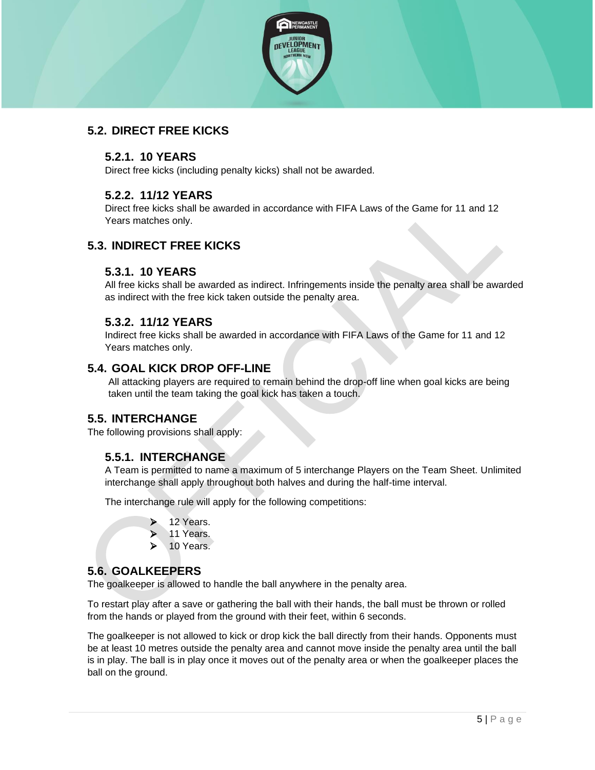## 5.2. DIRECT FREE KICKS

### 5.2.1. 10 YEARS

Direct free kicks (including penalty kicks) shall not be awarded.

### 5.2.2. 11/12 YEARS

Direct free kicks shall be awarded in accordance with FIFA Laws of the Game for 11 and 12 Years matches only.

## 5.3. INDIRECT FREE KICKS

### 5.3.1. 10 YEARS

All free kicks shall be awarded as indirect. Infringements inside the penalty area shall be awarded as indirect with the free kick taken outside the penalty area.

### 5.3.2. 11/12 YEARS

Indirect free kicks shall be awarded in accordance with FIFA Laws of the Game for 11 and 12 Years matches only.

## 5.4. GOAL KICK DROP OFF-LINE

All attacking players are required to remain behind the drop-off line when goal kicks are being taken until the team taking the goal kick has taken a touch.

## 5.5. INTERCHANGE

The following provisions shall apply:

### 5.5.1. INTERCHANGE

A Team is permitted to name a maximum of 5 interchange Players on the Team Sheet. Unlimited interchange shall apply throughout both halves and during the half-time interval.

The interchange rule will apply for the following competitions:

- 12 Years.
- 11 Years.
- 10 Years.

## 5.6. GOALKEEPERS

The goalkeeper is allowed to handle the ball anywhere in the penalty area.

To restart play after a save or gathering the ball with their hands, the ball must be thrown or rolled from the hands or played from the ground with their feet, within 6 seconds.

The goalkeeper is not allowed to kick or drop kick the ball directly from their hands. Opponents must be at least 10 metres outside the penalty area and cannot move inside the penalty area until the ball is in play. The ball is in play once it moves out of the penalty area or when the goalkeeper places the ball on the ground.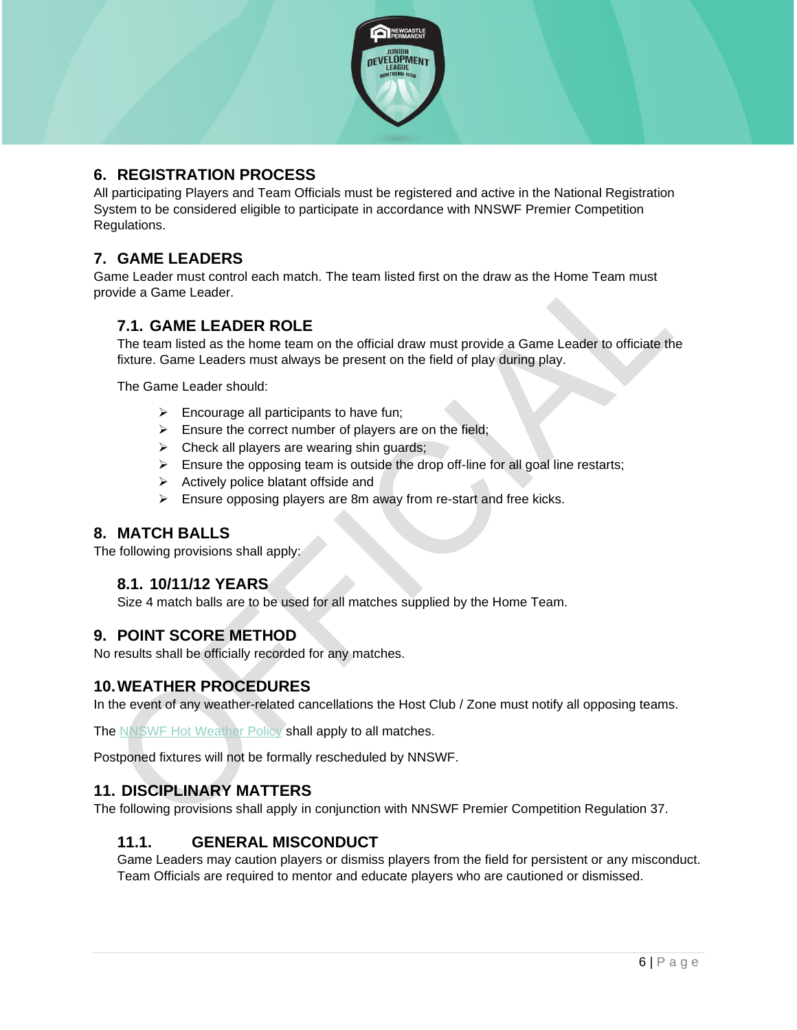## 6. REGISTRATION PROCESS

All participating Players and Team Officials must be registered and active in the National Registration System to be considered eligible to participate in accordance with NNSWF Premier Competition Regulations.

## 7. GAME LEADERS

Game Leader must control each match. The team listed first on the draw as the Home Team must provide a Game Leader.

### 7.1. GAME LEADER ROLE

The team listed as the home team on the official draw must provide a Game Leader to officiate the fixture. Game Leaders must always be present on the field of play during play.

The Game Leader should:

- Encourage all participants to have fun;
- Ensure the correct number of players are on the field;
- Check all players are wearing shin guards;
- Ensure the opposing team is outside the drop off-line for all goal line restarts;
- Actively police blatant offside and
- Ensure opposing players are 8m away from re-start and free kicks.

## 8. MATCH BALLS

The following provisions shall apply:

### 8.1. 10/11/12 YEARS

Size 4 match balls are to be used for all matches supplied by the Home Team.

## 9. POINT SCORE METHOD

No results shall be officially recorded for any matches.

## 10. WEATHER PROCEDURES

In the event of any weather-related cancellations the Host Club / Zone must notify all opposing teams.

The NNSWF Hot Weather Policy shall apply to all matches.

Postponed fixtures will not be formally rescheduled by NNSWF.

## 11. DISCIPLINARY MATTERS

The following provisions shall apply in conjunction with NNSWF Premier Competition Regulation 37.

### 11.1. GENERAL MISCONDUCT

Game Leaders may caution players or dismiss players from the field for persistent or any misconduct. Team Officials are required to mentor and educate players who are cautioned or dismissed.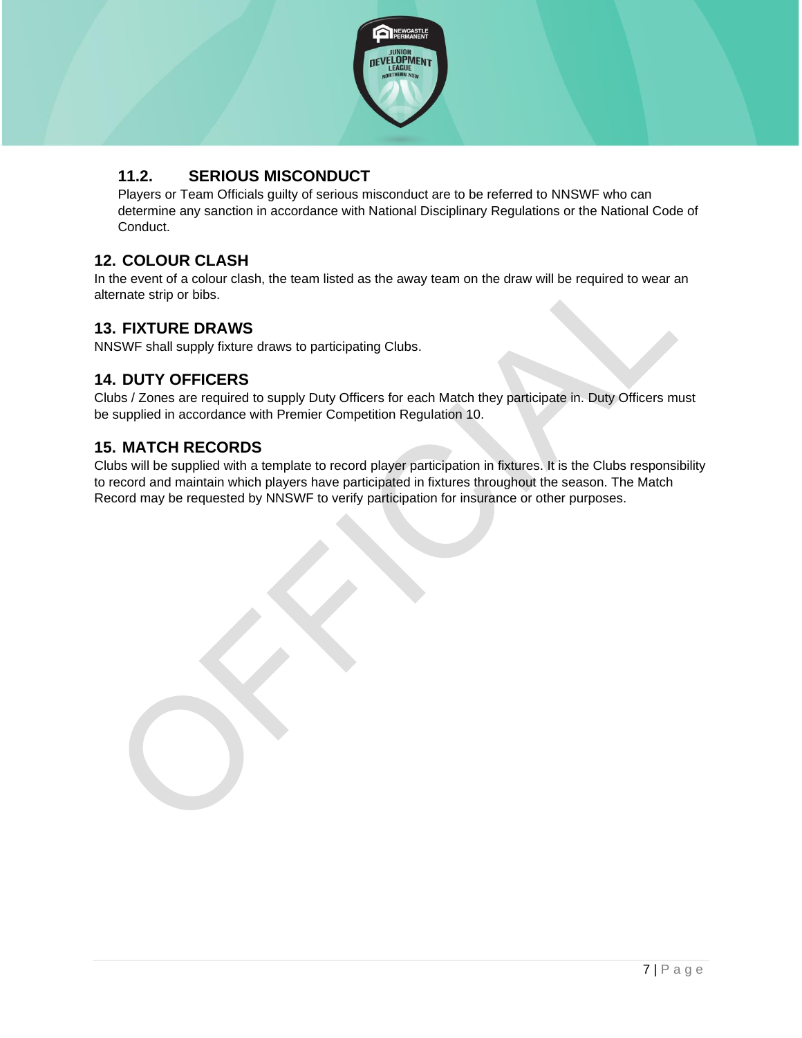### 11.2. SERIOUS MISCONDUCT

Players or Team Officials guilty of serious misconduct are to be referred to NNSWF who can determine any sanction in accordance with National Disciplinary Regulations or the National Code of Conduct.

## 12. COLOUR CLASH

In the event of a colour clash, the team listed as the away team on the draw will be required to wear an alternate strip or bibs.

## 13. FIXTURE DRAWS

NNSWF shall supply fixture draws to participating Clubs.

## 14. DUTY OFFICERS

Clubs / Zones are required to supply Duty Officers for each Match they participate in. Duty Officers must be supplied in accordance with Premier Competition Regulation 10.

## 15. MATCH RECORDS

Clubs will be supplied with a template to record player participation in fixtures. It is the Clubs responsibility to record and maintain which players have participated in fixtures throughout the season. The Match Record may be requested by NNSWF to verify participation for insurance or other purposes.